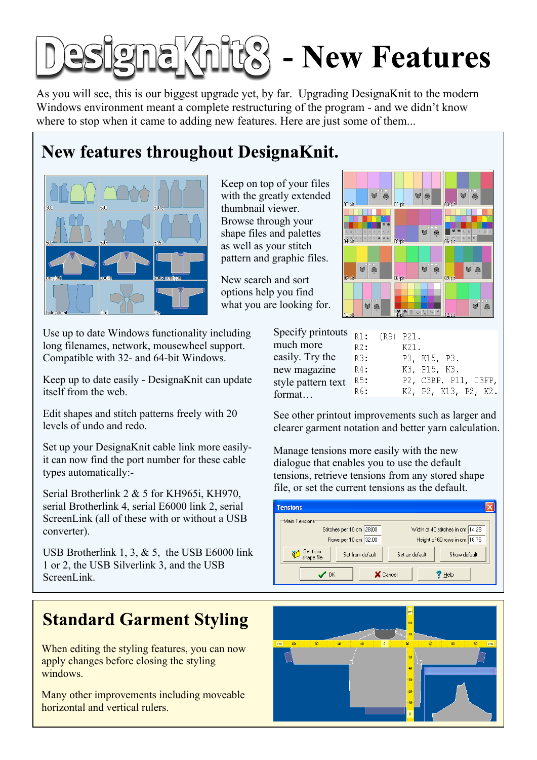# DesignaKnit8 - New Features

As you will see, this is our biggest upgrade yet, by far. Upgrading DesignaKnit to the modern Windows environment meant a complete restructuring of the program - and we didn't know where to stop when it came to adding new features. Here are just some of them...

## New features throughout DesignaKnit.

Keep on top of your files with the greatly extended thumbnail viewer. Browse through your shape files and palettes as well as your stitch pattern and graphic files.

New search and sort options help you find what you are looking for.

Use up to date Windows functionality including long filenames, network, mousewheel support. Compatible with 32- and 64-bit Windows.

Keep up to date easily - DesignaKnit can update itself from the web.

Edit shapes and stitch patterns freely with 20 levels of undo and redo.

Set up your DesignaKnit cable link more easily- it can now find the port number for these cable types automatically:-

Serial Brotherlink 2 & 5 for KH965i, KH970, serial Brotherlink 4, serial E6000 link 2, serial ScreenLink (all of these with or without a USB converter).

USB Brotherlink 1, 3, & 5, the USB E6000 link 1 or 2, the USB Silverlink 3, and the USB ScreenLink.

Specify printouts much more easily. Try the new magazine style pattern text format…

```
R1:  (RS) P21.
R2:       K21.
R3:       P3, K15, P3.
R4:       K3, P15, K3.
R5:       P2, C3BP, P11, C3FP,
R6:       K2, P2, K13, P2, K2.
```

See other printout improvements such as larger and clearer garment notation and better yarn calculation.

Manage tensions more easily with the new dialogue that enables you to use the default tensions, retrieve tensions from any stored shape file, or set the current tensions as the default.

## Standard Garment Styling

When editing the styling features, you can now apply changes before closing the styling windows.

Many other improvements including moveable horizontal and vertical rulers.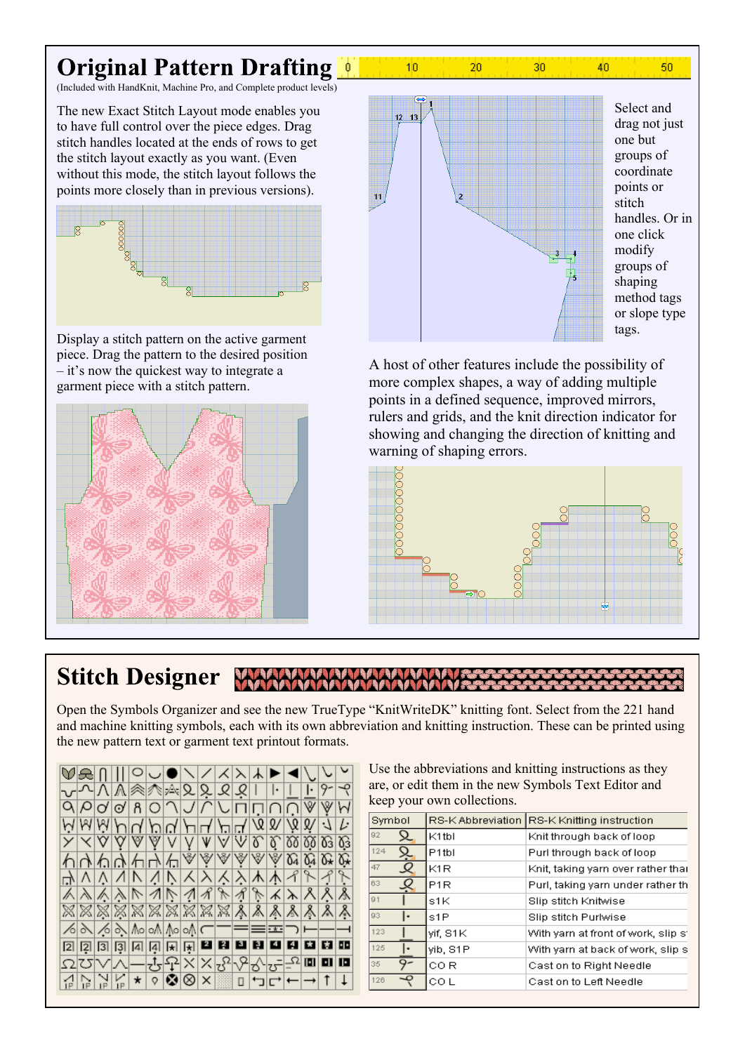# Original Pattern Drafting

(Included with HandKnit, Machine Pro, and Complete product levels)

The new Exact Stitch Layout mode enables you to have full control over the piece edges. Drag stitch handles located at the ends of rows to get the stitch layout exactly as you want. (Even without this mode, the stitch layout follows the points more closely than in previous versions).

Select and drag not just one but groups of coordinate points or stitch handles. Or in one click modify groups of shaping method tags or slope type tags.

Display a stitch pattern on the active garment piece. Drag the pattern to the desired position – it's now the quickest way to integrate a garment piece with a stitch pattern.

A host of other features include the possibility of more complex shapes, a way of adding multiple points in a defined sequence, improved mirrors, rulers and grids, and the knit direction indicator for showing and changing the direction of knitting and warning of shaping errors.

# Stitch Designer

Open the Symbols Organizer and see the new TrueType "KnitWriteDK" knitting font. Select from the 221 hand and machine knitting symbols, each with its own abbreviation and knitting instruction. These can be printed using the new pattern text or garment text printout formats.

Use the abbreviations and knitting instructions as they are, or edit them in the new Symbols Text Editor and keep your own collections.

| Symbol | RS-K Abbreviation | RS-K Knitting instruction |
|---|---|---|
| 92 | K1tbl | Knit through back of loop |
| 124 | P1tbl | Purl through back of loop |
| 47 | K1R | Knit, taking yarn over rather thar |
| 63 | P1R | Purl, taking yarn under rather th |
| 91 | s1K | Slip stitch Knitwise |
| 93 | s1P | Slip stitch Purlwise |
| 123 | yif, S1K | With yarn at front of work, slip s |
| 125 | yib, S1P | With yarn at back of work, slip s |
| 35 | CO R | Cast on to Right Needle |
| 126 | CO L | Cast on to Left Needle |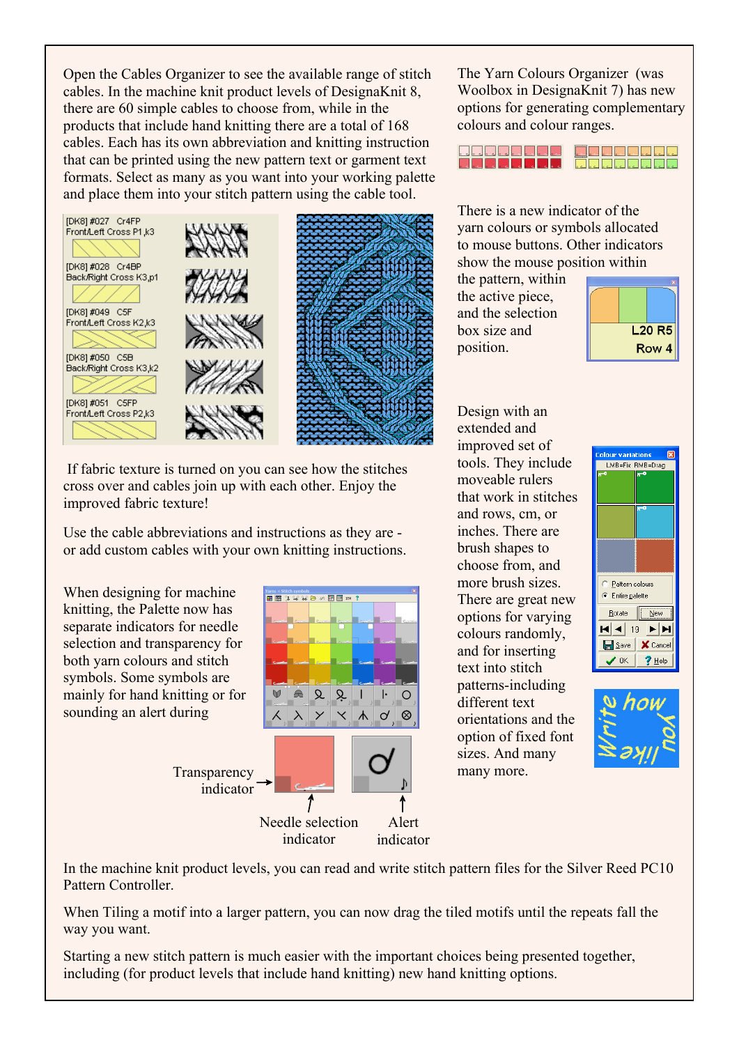Open the Cables Organizer to see the available range of stitch cables. In the machine knit product levels of DesignaKnit 8, there are 60 simple cables to choose from, while in the products that include hand knitting there are a total of 168 cables. Each has its own abbreviation and knitting instruction that can be printed using the new pattern text or garment text formats. Select as many as you want into your working palette and place them into your stitch pattern using the cable tool.

[DK8] #027 Cr4FP Front/Left Cross P1,k3

[DK8] #028 Cr4BP Back/Right Cross K3,p1

[DK8] #049 C5F Front/Left Cross K2,k3

[DK8] #050 C5B Back/Right Cross K3,k2

[DK8] #051 C5FP Front/Left Cross P2,k3

If fabric texture is turned on you can see how the stitches cross over and cables join up with each other. Enjoy the improved fabric texture!

Use the cable abbreviations and instructions as they are - or add custom cables with your own knitting instructions.

When designing for machine knitting, the Palette now has separate indicators for needle selection and transparency for both yarn colours and stitch symbols. Some symbols are mainly for hand knitting or for sounding an alert during

Transparency indicator

Needle selection indicator

Alert indicator

The Yarn Colours Organizer (was Woolbox in DesignaKnit 7) has new options for generating complementary colours and colour ranges.

There is a new indicator of the yarn colours or symbols allocated to mouse buttons. Other indicators show the mouse position within the pattern, within the active piece, and the selection box size and position.

L20 R5
Row 4

Design with an extended and improved set of tools. They include moveable rulers that work in stitches and rows, cm, or inches. There are brush shapes to choose from, and more brush sizes. There are great new options for varying colours randomly, and for inserting text into stitch patterns-including different text orientations and the option of fixed font sizes. And many many more.

In the machine knit product levels, you can read and write stitch pattern files for the Silver Reed PC10 Pattern Controller.

When Tiling a motif into a larger pattern, you can now drag the tiled motifs until the repeats fall the way you want.

Starting a new stitch pattern is much easier with the important choices being presented together, including (for product levels that include hand knitting) new hand knitting options.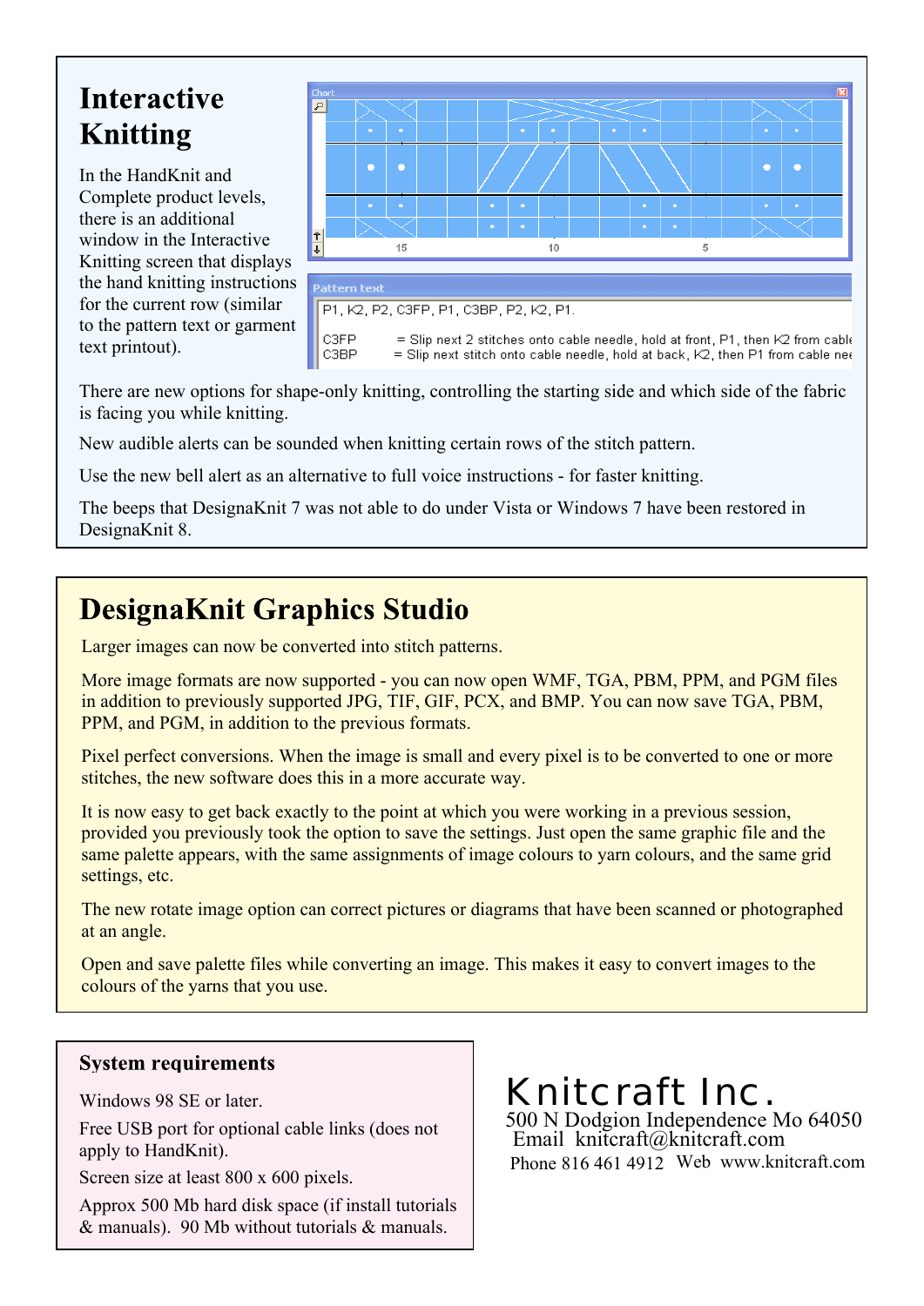# Interactive Knitting

In the HandKnit and Complete product levels, there is an additional window in the Interactive Knitting screen that displays the hand knitting instructions for the current row (similar to the pattern text or garment text printout).

Chart

15 10 5

Pattern text

P1, K2, P2, C3FP, P1, C3BP, P2, K2, P1.

C3FP = Slip next 2 stitches onto cable needle, hold at front, P1, then K2 from cable
C3BP = Slip next stitch onto cable needle, hold at back, K2, then P1 from cable nee

There are new options for shape-only knitting, controlling the starting side and which side of the fabric is facing you while knitting.

New audible alerts can be sounded when knitting certain rows of the stitch pattern.

Use the new bell alert as an alternative to full voice instructions - for faster knitting.

The beeps that DesignaKnit 7 was not able to do under Vista or Windows 7 have been restored in DesignaKnit 8.

# DesignaKnit Graphics Studio

Larger images can now be converted into stitch patterns.

More image formats are now supported - you can now open WMF, TGA, PBM, PPM, and PGM files in addition to previously supported JPG, TIF, GIF, PCX, and BMP. You can now save TGA, PBM, PPM, and PGM, in addition to the previous formats.

Pixel perfect conversions. When the image is small and every pixel is to be converted to one or more stitches, the new software does this in a more accurate way.

It is now easy to get back exactly to the point at which you were working in a previous session, provided you previously took the option to save the settings. Just open the same graphic file and the same palette appears, with the same assignments of image colours to yarn colours, and the same grid settings, etc.

The new rotate image option can correct pictures or diagrams that have been scanned or photographed at an angle.

Open and save palette files while converting an image. This makes it easy to convert images to the colours of the yarns that you use.

### System requirements

Windows 98 SE or later.

Free USB port for optional cable links (does not apply to HandKnit).

Screen size at least 800 x 600 pixels.

Approx 500 Mb hard disk space (if install tutorials & manuals). 90 Mb without tutorials & manuals.

## Knitcraft Inc.

500 N Dodgion Independence Mo 64050
Email knitcraft@knitcraft.com
Phone 816 461 4912 Web www.knitcraft.com